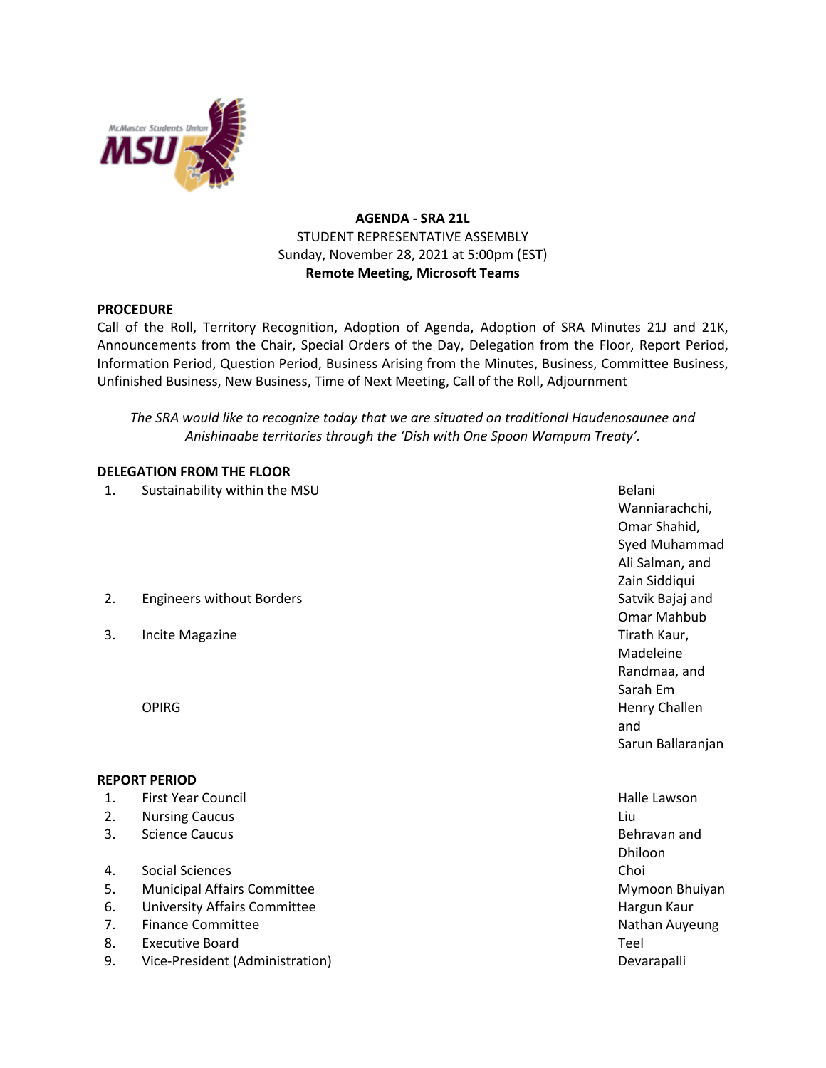**AGENDA - SRA 21L**
STUDENT REPRESENTATIVE ASSEMBLY
Sunday, November 28, 2021 at 5:00pm (EST)
**Remote Meeting, Microsoft Teams**

## PROCEDURE

Call of the Roll, Territory Recognition, Adoption of Agenda, Adoption of SRA Minutes 21J and 21K, Announcements from the Chair, Special Orders of the Day, Delegation from the Floor, Report Period, Information Period, Question Period, Business Arising from the Minutes, Business, Committee Business, Unfinished Business, New Business, Time of Next Meeting, Call of the Roll, Adjournment

*The SRA would like to recognize today that we are situated on traditional Haudenosaunee and Anishinaabe territories through the 'Dish with One Spoon Wampum Treaty'.*

## DELEGATION FROM THE FLOOR

| | | |
|---|---|---|
| 1. | Sustainability within the MSU | Belani Wanniarachchi, Omar Shahid, Syed Muhammad Ali Salman, and Zain Siddiqui |
| 2. | Engineers without Borders | Satvik Bajaj and Omar Mahbub |
| 3. | Incite Magazine | Tirath Kaur, Madeleine Randmaa, and Sarah Em |
| | OPIRG | Henry Challen and Sarun Ballaranjan |

## REPORT PERIOD

| | | |
|---|---|---|
| 1. | First Year Council | Halle Lawson |
| 2. | Nursing Caucus | Liu |
| 3. | Science Caucus | Behravan and Dhiloon |
| 4. | Social Sciences | Choi |
| 5. | Municipal Affairs Committee | Mymoon Bhuiyan |
| 6. | University Affairs Committee | Hargun Kaur |
| 7. | Finance Committee | Nathan Auyeung |
| 8. | Executive Board | Teel |
| 9. | Vice-President (Administration) | Devarapalli |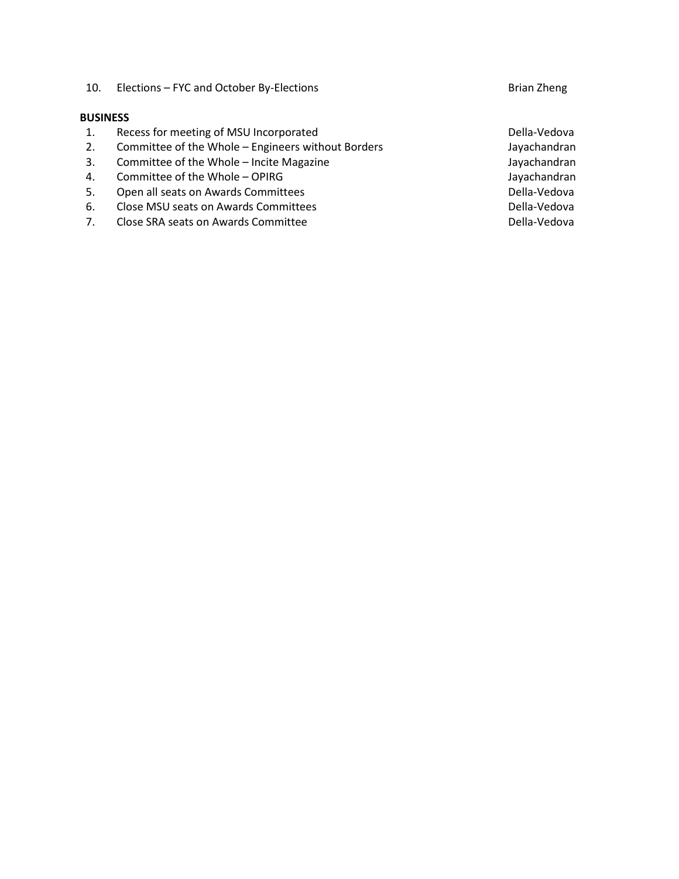10. Elections – FYC and October By-Elections — Brian Zheng

**BUSINESS**

1. Recess for meeting of MSU Incorporated — Della-Vedova
2. Committee of the Whole – Engineers without Borders — Jayachandran
3. Committee of the Whole – Incite Magazine — Jayachandran
4. Committee of the Whole – OPIRG — Jayachandran
5. Open all seats on Awards Committees — Della-Vedova
6. Close MSU seats on Awards Committees — Della-Vedova
7. Close SRA seats on Awards Committee — Della-Vedova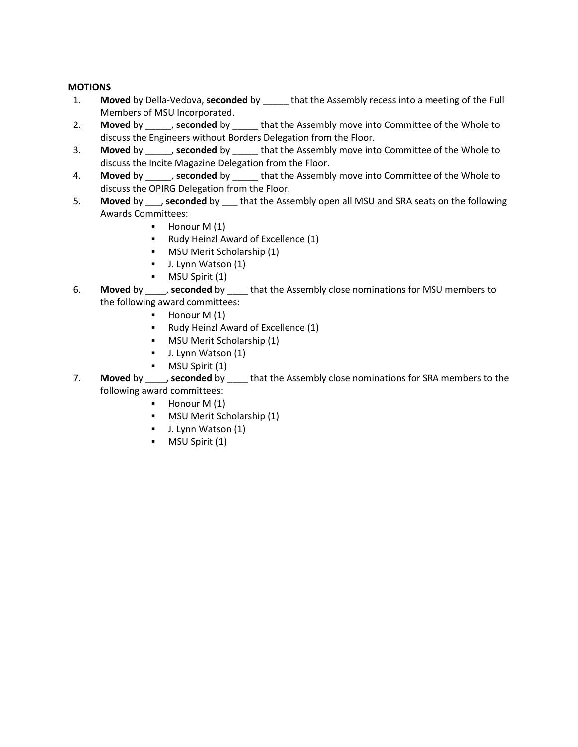**MOTIONS**

1. **Moved** by Della-Vedova, **seconded** by _____ that the Assembly recess into a meeting of the Full Members of MSU Incorporated.
2. **Moved** by _____, **seconded** by _____ that the Assembly move into Committee of the Whole to discuss the Engineers without Borders Delegation from the Floor.
3. **Moved** by _____, **seconded** by _____ that the Assembly move into Committee of the Whole to discuss the Incite Magazine Delegation from the Floor.
4. **Moved** by _____, **seconded** by _____ that the Assembly move into Committee of the Whole to discuss the OPIRG Delegation from the Floor.
5. **Moved** by ___, **seconded** by ___ that the Assembly open all MSU and SRA seats on the following Awards Committees:
   - Honour M (1)
   - Rudy Heinzl Award of Excellence (1)
   - MSU Merit Scholarship (1)
   - J. Lynn Watson (1)
   - MSU Spirit (1)
6. **Moved** by ____, **seconded** by ____ that the Assembly close nominations for MSU members to the following award committees:
   - Honour M (1)
   - Rudy Heinzl Award of Excellence (1)
   - MSU Merit Scholarship (1)
   - J. Lynn Watson (1)
   - MSU Spirit (1)
7. **Moved** by ____, **seconded** by ____ that the Assembly close nominations for SRA members to the following award committees:
   - Honour M (1)
   - MSU Merit Scholarship (1)
   - J. Lynn Watson (1)
   - MSU Spirit (1)